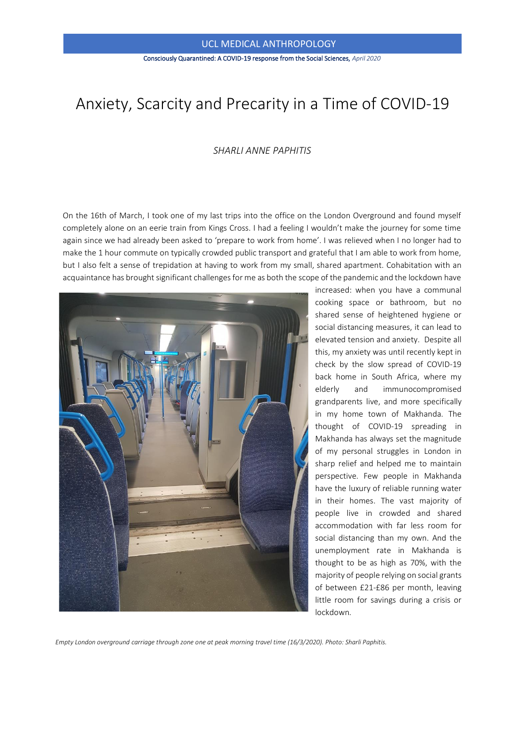# Anxiety, Scarcity and Precarity in a Time of COVID-19

*SHARLI ANNE PAPHITIS*

On the 16th of March, I took one of my last trips into the office on the London Overground and found myself completely alone on an eerie train from Kings Cross. I had a feeling I wouldn't make the journey for some time again since we had already been asked to 'prepare to work from home'. I was relieved when I no longer had to make the 1 hour commute on typically crowded public transport and grateful that I am able to work from home, but I also felt a sense of trepidation at having to work from my small, shared apartment. Cohabitation with an acquaintance has brought significant challenges for me as both the scope of the pandemic and the lockdown have increased: when you have a communal cooking space or bathroom, but no shared sense of heightened hygiene or social distancing measures, it can lead to elevated tension and anxiety. Despite all this, my anxiety was until recently kept in check by the slow spread of COVID-19 back home in South Africa, where my elderly and immunocompromised grandparents live, and more specifically in my home town of Makhanda. The thought of COVID-19 spreading in Makhanda has always set the magnitude of my personal struggles in London in sharp relief and helped me to maintain perspective. Few people in Makhanda have the luxury of reliable running water in their homes. The vast majority of people live in crowded and shared accommodation with far less room for social distancing than my own. And the unemployment rate in Makhanda is thought to be as high as 70%, with the majority of people relying on social grants of between £21-£86 per month, leaving little room for savings during a crisis or lockdown.

*Empty London overground carriage through zone one at peak morning travel time (16/3/2020). Photo: Sharli Paphitis.*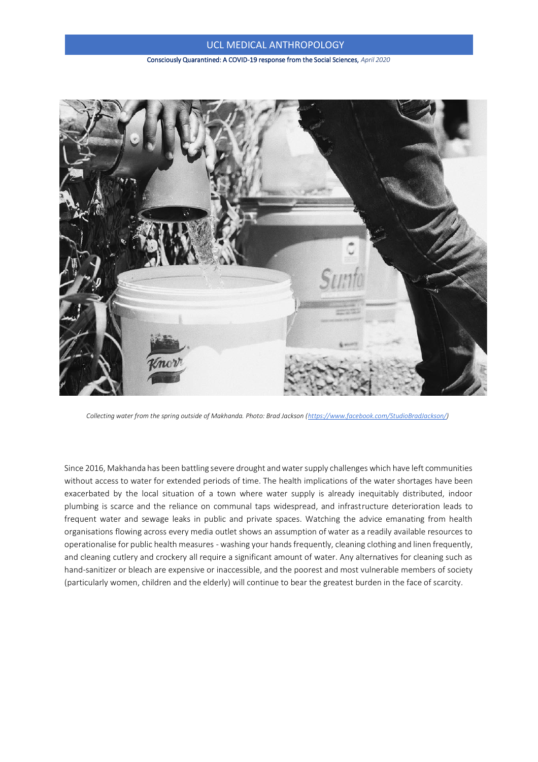Collecting water from the spring outside of Makhanda. Photo: Brad Jackson (https://www.facebook.com/StudioBradJackson/)

Since 2016, Makhanda has been battling severe drought and water supply challenges which have left communities without access to water for extended periods of time. The health implications of the water shortages have been exacerbated by the local situation of a town where water supply is already inequitably distributed, indoor plumbing is scarce and the reliance on communal taps widespread, and infrastructure deterioration leads to frequent water and sewage leaks in public and private spaces. Watching the advice emanating from health organisations flowing across every media outlet shows an assumption of water as a readily available resources to operationalise for public health measures - washing your hands frequently, cleaning clothing and linen frequently, and cleaning cutlery and crockery all require a significant amount of water. Any alternatives for cleaning such as hand-sanitizer or bleach are expensive or inaccessible, and the poorest and most vulnerable members of society (particularly women, children and the elderly) will continue to bear the greatest burden in the face of scarcity.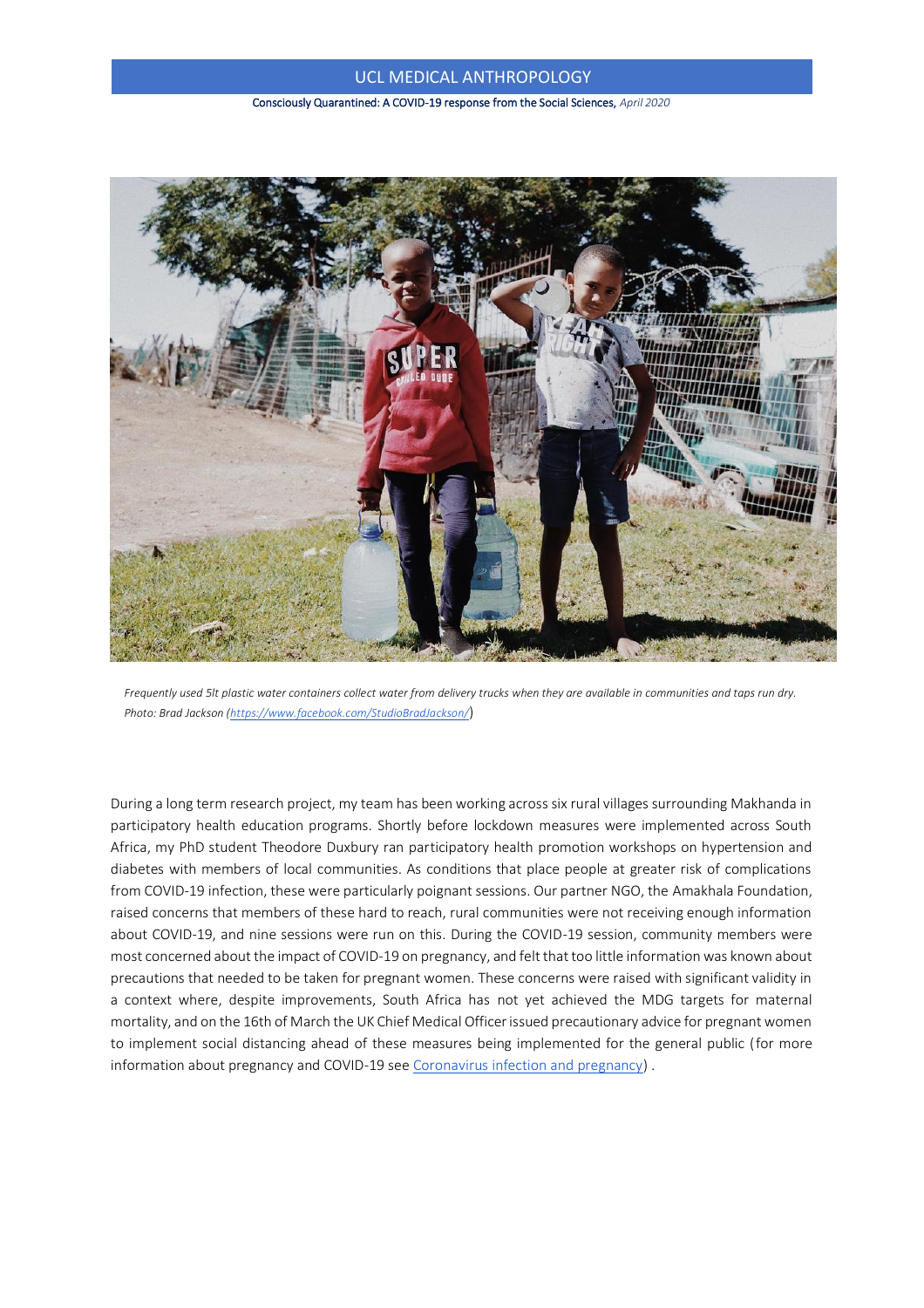*Frequently used 5lt plastic water containers collect water from delivery trucks when they are available in communities and taps run dry. Photo: Brad Jackson (https://www.facebook.com/StudioBradJackson/)*

During a long term research project, my team has been working across six rural villages surrounding Makhanda in participatory health education programs. Shortly before lockdown measures were implemented across South Africa, my PhD student Theodore Duxbury ran participatory health promotion workshops on hypertension and diabetes with members of local communities. As conditions that place people at greater risk of complications from COVID-19 infection, these were particularly poignant sessions. Our partner NGO, the Amakhala Foundation, raised concerns that members of these hard to reach, rural communities were not receiving enough information about COVID-19, and nine sessions were run on this. During the COVID-19 session, community members were most concerned about the impact of COVID-19 on pregnancy, and felt that too little information was known about precautions that needed to be taken for pregnant women. These concerns were raised with significant validity in a context where, despite improvements, South Africa has not yet achieved the MDG targets for maternal mortality, and on the 16th of March the UK Chief Medical Officer issued precautionary advice for pregnant women to implement social distancing ahead of these measures being implemented for the general public (for more information about pregnancy and COVID-19 see [Coronavirus infection and pregnancy](Coronavirus infection and pregnancy)) .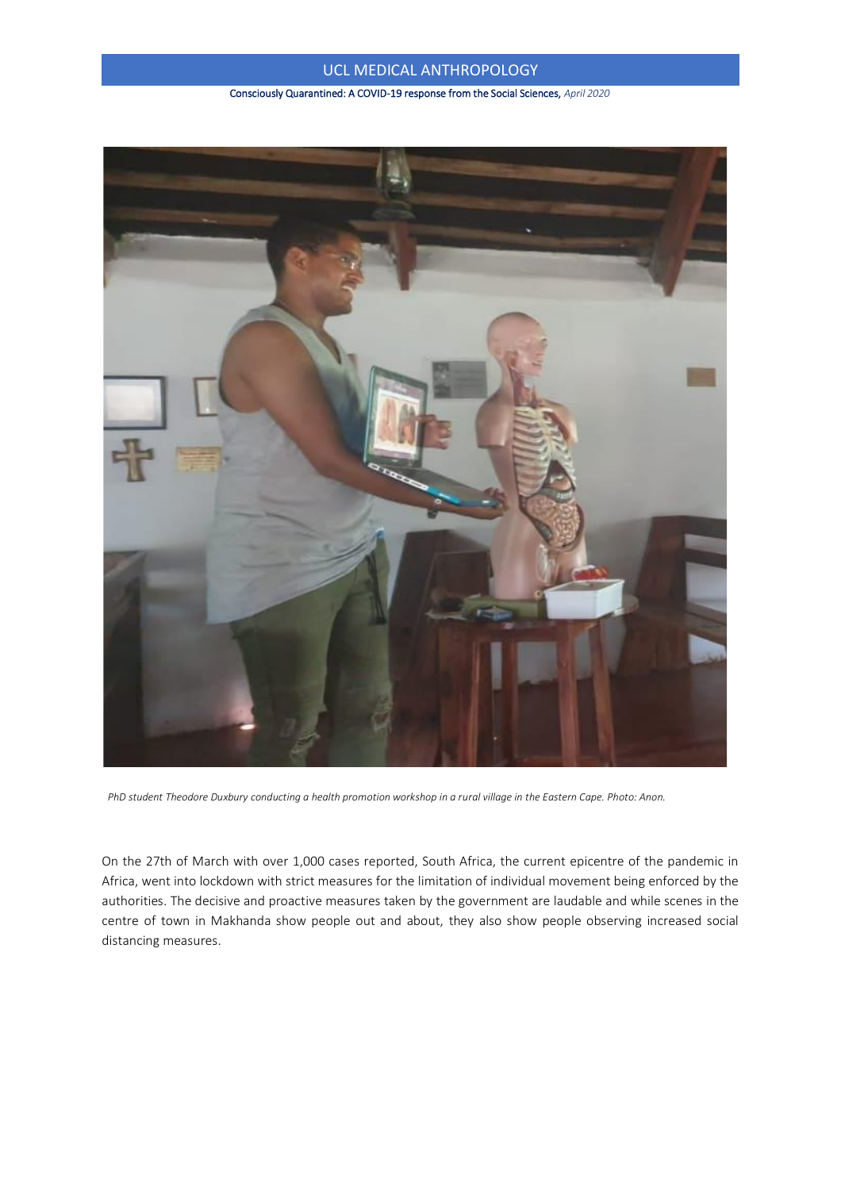*PhD student Theodore Duxbury conducting a health promotion workshop in a rural village in the Eastern Cape. Photo: Anon.*

On the 27th of March with over 1,000 cases reported, South Africa, the current epicentre of the pandemic in Africa, went into lockdown with strict measures for the limitation of individual movement being enforced by the authorities. The decisive and proactive measures taken by the government are laudable and while scenes in the centre of town in Makhanda show people out and about, they also show people observing increased social distancing measures.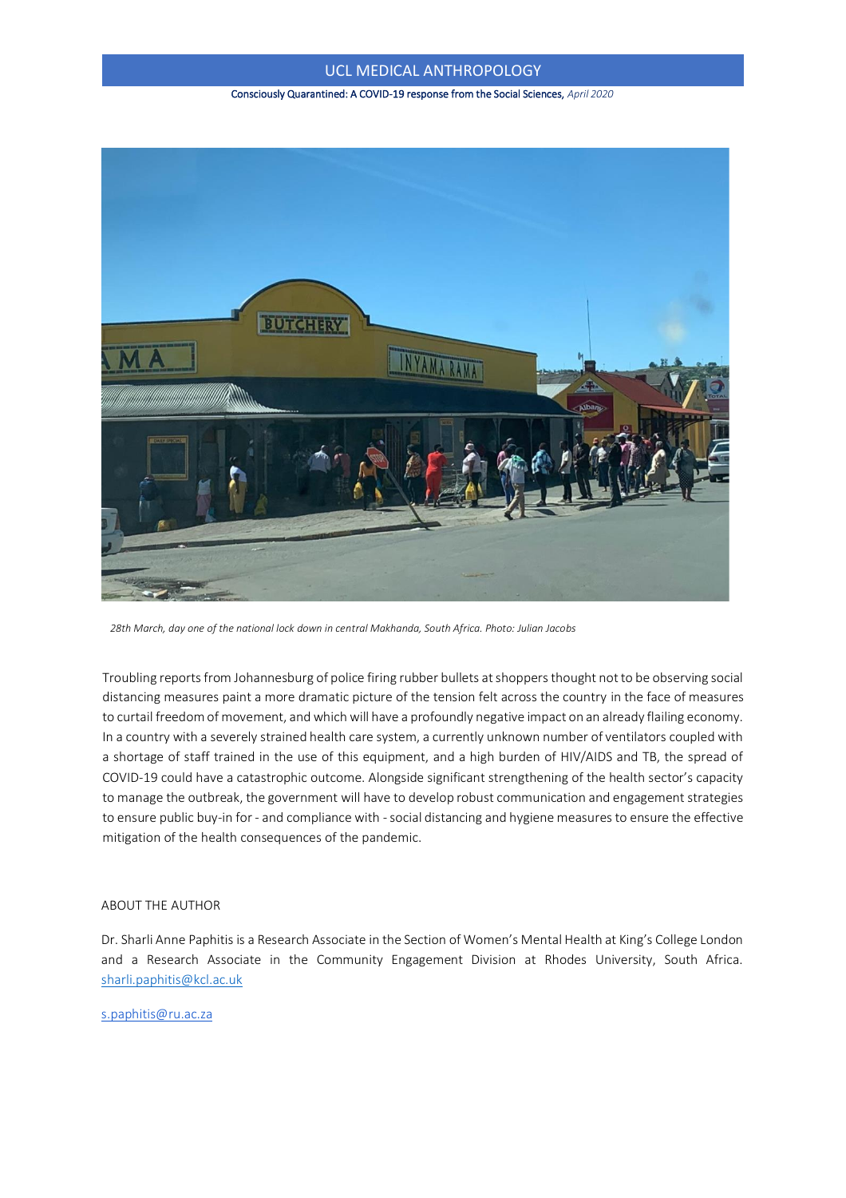*28th March, day one of the national lock down in central Makhanda, South Africa. Photo: Julian Jacobs*

Troubling reports from Johannesburg of police firing rubber bullets at shoppers thought not to be observing social distancing measures paint a more dramatic picture of the tension felt across the country in the face of measures to curtail freedom of movement, and which will have a profoundly negative impact on an already flailing economy. In a country with a severely strained health care system, a currently unknown number of ventilators coupled with a shortage of staff trained in the use of this equipment, and a high burden of HIV/AIDS and TB, the spread of COVID-19 could have a catastrophic outcome. Alongside significant strengthening of the health sector's capacity to manage the outbreak, the government will have to develop robust communication and engagement strategies to ensure public buy-in for - and compliance with - social distancing and hygiene measures to ensure the effective mitigation of the health consequences of the pandemic.

## ABOUT THE AUTHOR

Dr. Sharli Anne Paphitis is a Research Associate in the Section of Women's Mental Health at King's College London and a Research Associate in the Community Engagement Division at Rhodes University, South Africa. sharli.paphitis@kcl.ac.uk

s.paphitis@ru.ac.za